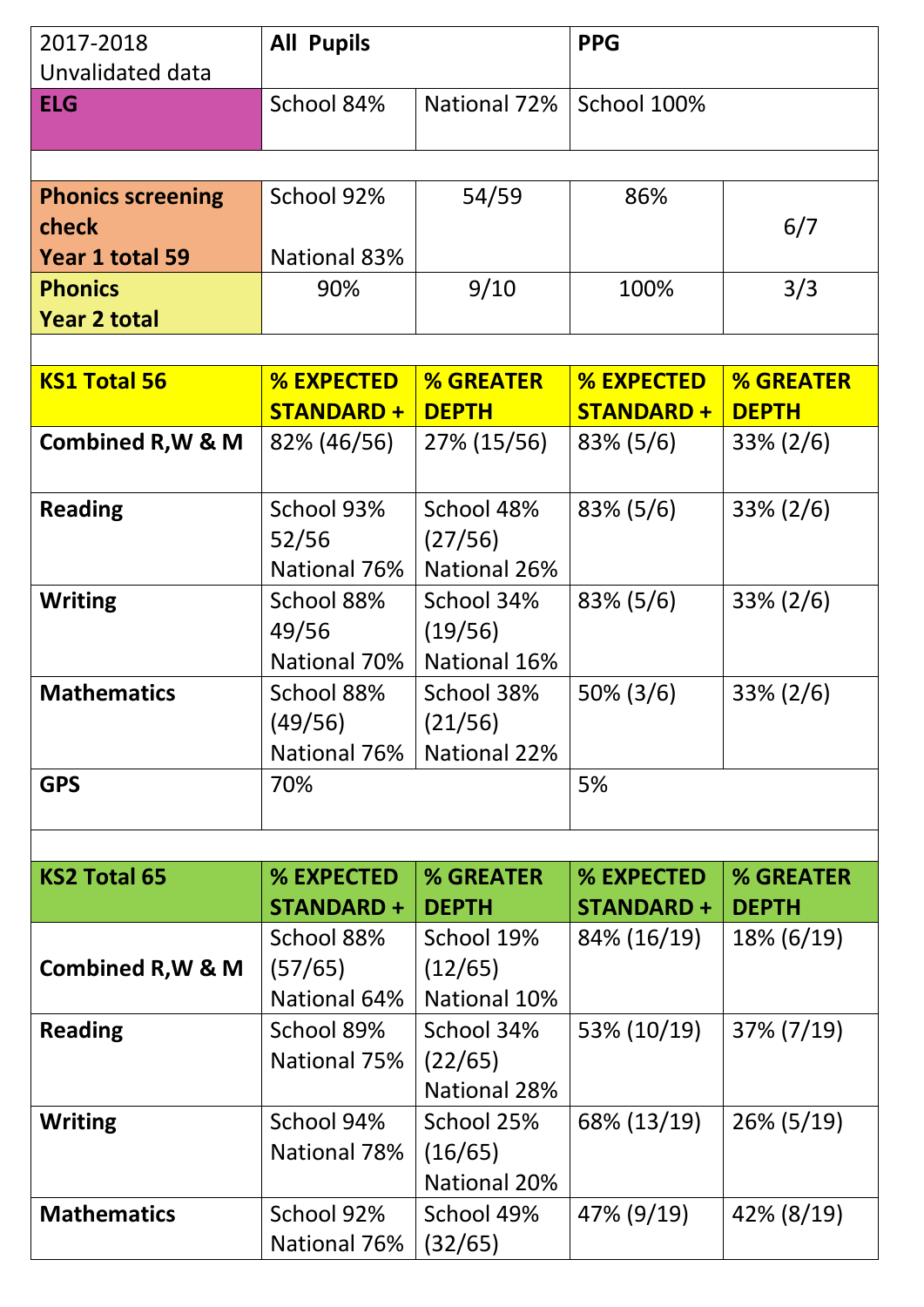| 2017-2018 Unvalidated data | All Pupils | | PPG | |
|---|---|---|---|---|
| **ELG** | School 84% | National 72% | School 100% | |
| | | | | |
| **Phonics screening check Year 1 total 59** | School 92% National 83% | 54/59 | 86% | 6/7 |
| **Phonics Year 2 total** | 90% | 9/10 | 100% | 3/3 |
| | | | | |
| **KS1 Total 56** | **% EXPECTED STANDARD +** | **% GREATER DEPTH** | **% EXPECTED STANDARD +** | **% GREATER DEPTH** |
| **Combined R,W & M** | 82% (46/56) | 27% (15/56) | 83% (5/6) | 33% (2/6) |
| **Reading** | School 93% 52/56 National 76% | School 48% (27/56) National 26% | 83% (5/6) | 33% (2/6) |
| **Writing** | School 88% 49/56 National 70% | School 34% (19/56) National 16% | 83% (5/6) | 33% (2/6) |
| **Mathematics** | School 88% (49/56) National 76% | School 38% (21/56) National 22% | 50% (3/6) | 33% (2/6) |
| **GPS** | 70% | | 5% | |
| | | | | |
| **KS2 Total 65** | **% EXPECTED STANDARD +** | **% GREATER DEPTH** | **% EXPECTED STANDARD +** | **% GREATER DEPTH** |
| **Combined R,W & M** | School 88% (57/65) National 64% | School 19% (12/65) National 10% | 84% (16/19) | 18% (6/19) |
| **Reading** | School 89% National 75% | School 34% (22/65) National 28% | 53% (10/19) | 37% (7/19) |
| **Writing** | School 94% National 78% | School 25% (16/65) National 20% | 68% (13/19) | 26% (5/19) |
| **Mathematics** | School 92% National 76% | School 49% (32/65) | 47% (9/19) | 42% (8/19) |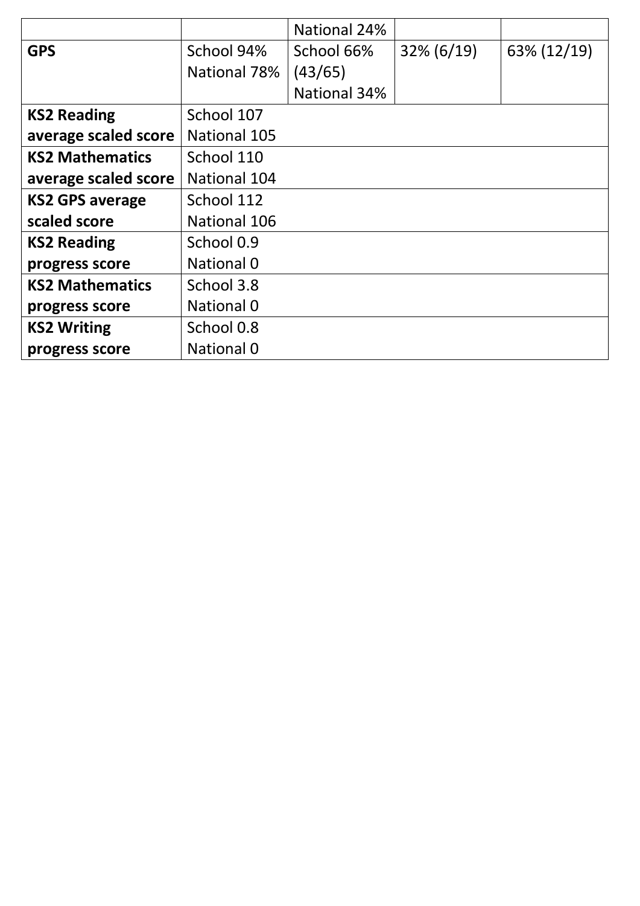| | | | | |
|---|---|---|---|---|
| | | National 24% | | |
| **GPS** | School 94% National 78% | School 66% (43/65) National 34% | 32% (6/19) | 63% (12/19) |
| **KS2 Reading average scaled score** | School 107 National 105 | | | |
| **KS2 Mathematics average scaled score** | School 110 National 104 | | | |
| **KS2 GPS average scaled score** | School 112 National 106 | | | |
| **KS2 Reading progress score** | School 0.9 National 0 | | | |
| **KS2 Mathematics progress score** | School 3.8 National 0 | | | |
| **KS2 Writing progress score** | School 0.8 National 0 | | | |